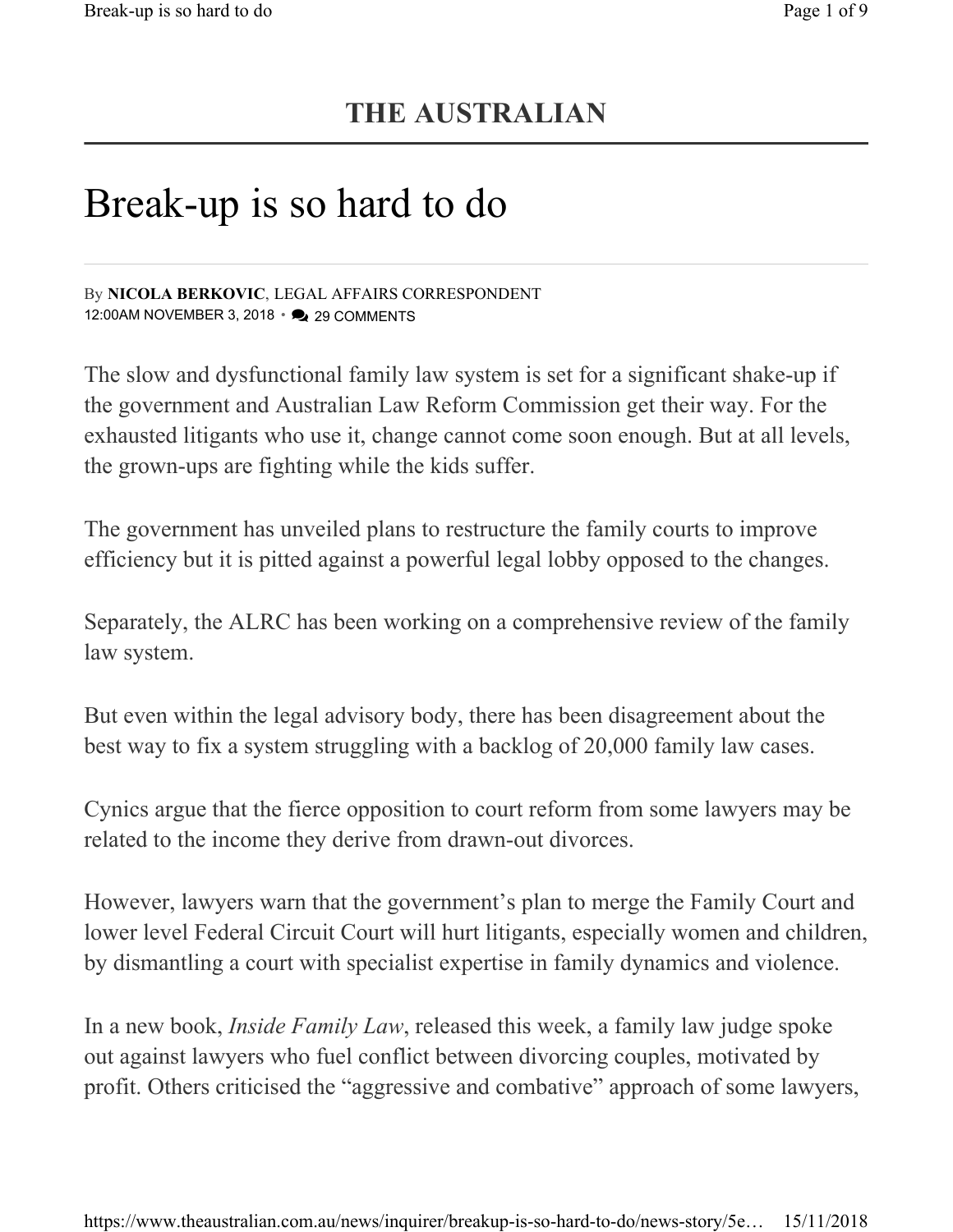**THE AUSTRALIAN**

# Break-up is so hard to do

By **NICOLA BERKOVIC**, LEGAL AFFAIRS CORRESPONDENT
12:00AM NOVEMBER 3, 2018 • 29 COMMENTS

The slow and dysfunctional family law system is set for a significant shake-up if the government and Australian Law Reform Commission get their way. For the exhausted litigants who use it, change cannot come soon enough. But at all levels, the grown-ups are fighting while the kids suffer.

The government has unveiled plans to restructure the family courts to improve efficiency but it is pitted against a powerful legal lobby opposed to the changes.

Separately, the ALRC has been working on a comprehensive review of the family law system.

But even within the legal advisory body, there has been disagreement about the best way to fix a system struggling with a backlog of 20,000 family law cases.

Cynics argue that the fierce opposition to court reform from some lawyers may be related to the income they derive from drawn-out divorces.

However, lawyers warn that the government's plan to merge the Family Court and lower level Federal Circuit Court will hurt litigants, especially women and children, by dismantling a court with specialist expertise in family dynamics and violence.

In a new book, *Inside Family Law*, released this week, a family law judge spoke out against lawyers who fuel conflict between divorcing couples, motivated by profit. Others criticised the "aggressive and combative" approach of some lawyers,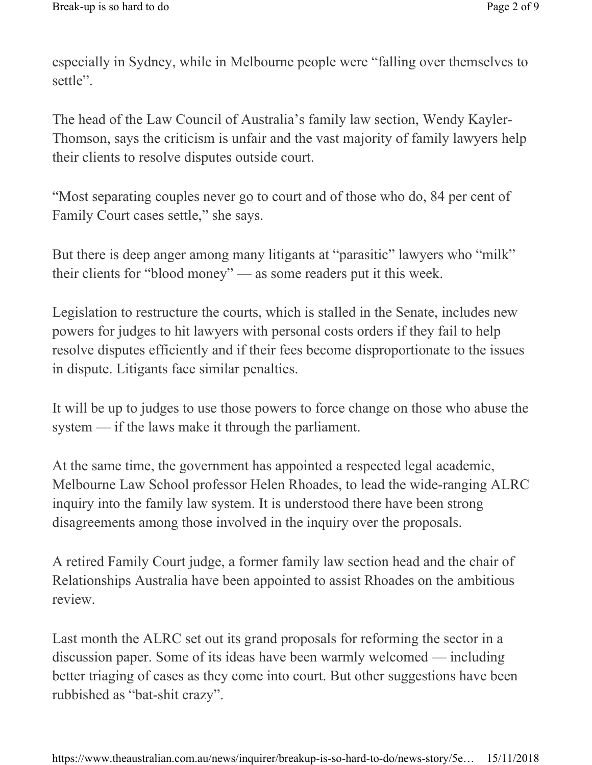especially in Sydney, while in Melbourne people were "falling over themselves to settle".

The head of the Law Council of Australia's family law section, Wendy Kayler-Thomson, says the criticism is unfair and the vast majority of family lawyers help their clients to resolve disputes outside court.

"Most separating couples never go to court and of those who do, 84 per cent of Family Court cases settle," she says.

But there is deep anger among many litigants at "parasitic" lawyers who "milk" their clients for "blood money" — as some readers put it this week.

Legislation to restructure the courts, which is stalled in the Senate, includes new powers for judges to hit lawyers with personal costs orders if they fail to help resolve disputes efficiently and if their fees become disproportionate to the issues in dispute. Litigants face similar penalties.

It will be up to judges to use those powers to force change on those who abuse the system — if the laws make it through the parliament.

At the same time, the government has appointed a respected legal academic, Melbourne Law School professor Helen Rhoades, to lead the wide-ranging ALRC inquiry into the family law system. It is understood there have been strong disagreements among those involved in the inquiry over the proposals.

A retired Family Court judge, a former family law section head and the chair of Relationships Australia have been appointed to assist Rhoades on the ambitious review.

Last month the ALRC set out its grand proposals for reforming the sector in a discussion paper. Some of its ideas have been warmly welcomed — including better triaging of cases as they come into court. But other suggestions have been rubbished as "bat-shit crazy".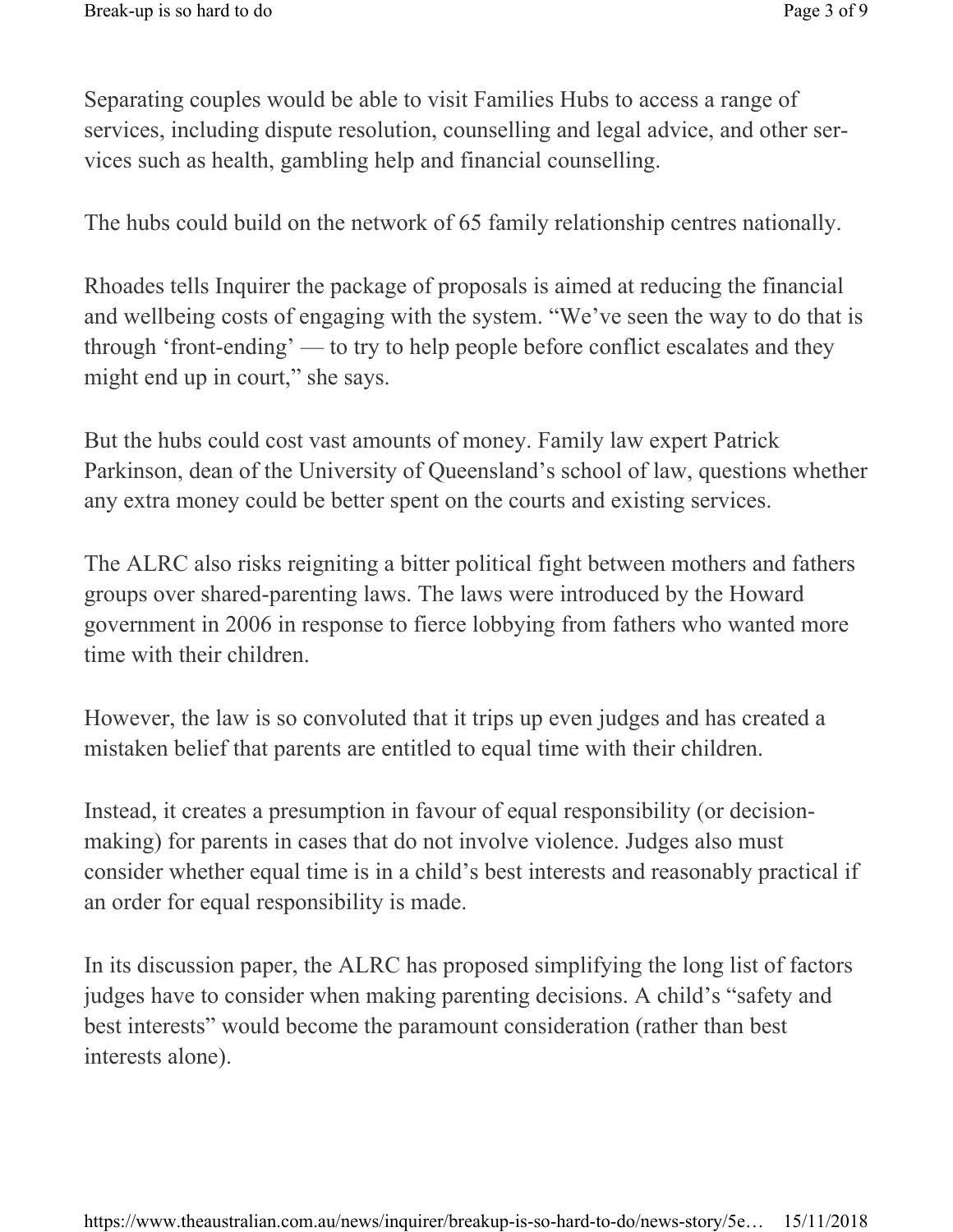Separating couples would be able to visit Families Hubs to access a range of services, including dispute resolution, counselling and legal advice, and other services such as health, gambling help and financial counselling.

The hubs could build on the network of 65 family relationship centres nationally.

Rhoades tells Inquirer the package of proposals is aimed at reducing the financial and wellbeing costs of engaging with the system. "We've seen the way to do that is through 'front-ending' — to try to help people before conflict escalates and they might end up in court," she says.

But the hubs could cost vast amounts of money. Family law expert Patrick Parkinson, dean of the University of Queensland's school of law, questions whether any extra money could be better spent on the courts and existing services.

The ALRC also risks reigniting a bitter political fight between mothers and fathers groups over shared-parenting laws. The laws were introduced by the Howard government in 2006 in response to fierce lobbying from fathers who wanted more time with their children.

However, the law is so convoluted that it trips up even judges and has created a mistaken belief that parents are entitled to equal time with their children.

Instead, it creates a presumption in favour of equal responsibility (or decision-making) for parents in cases that do not involve violence. Judges also must consider whether equal time is in a child's best interests and reasonably practical if an order for equal responsibility is made.

In its discussion paper, the ALRC has proposed simplifying the long list of factors judges have to consider when making parenting decisions. A child's "safety and best interests" would become the paramount consideration (rather than best interests alone).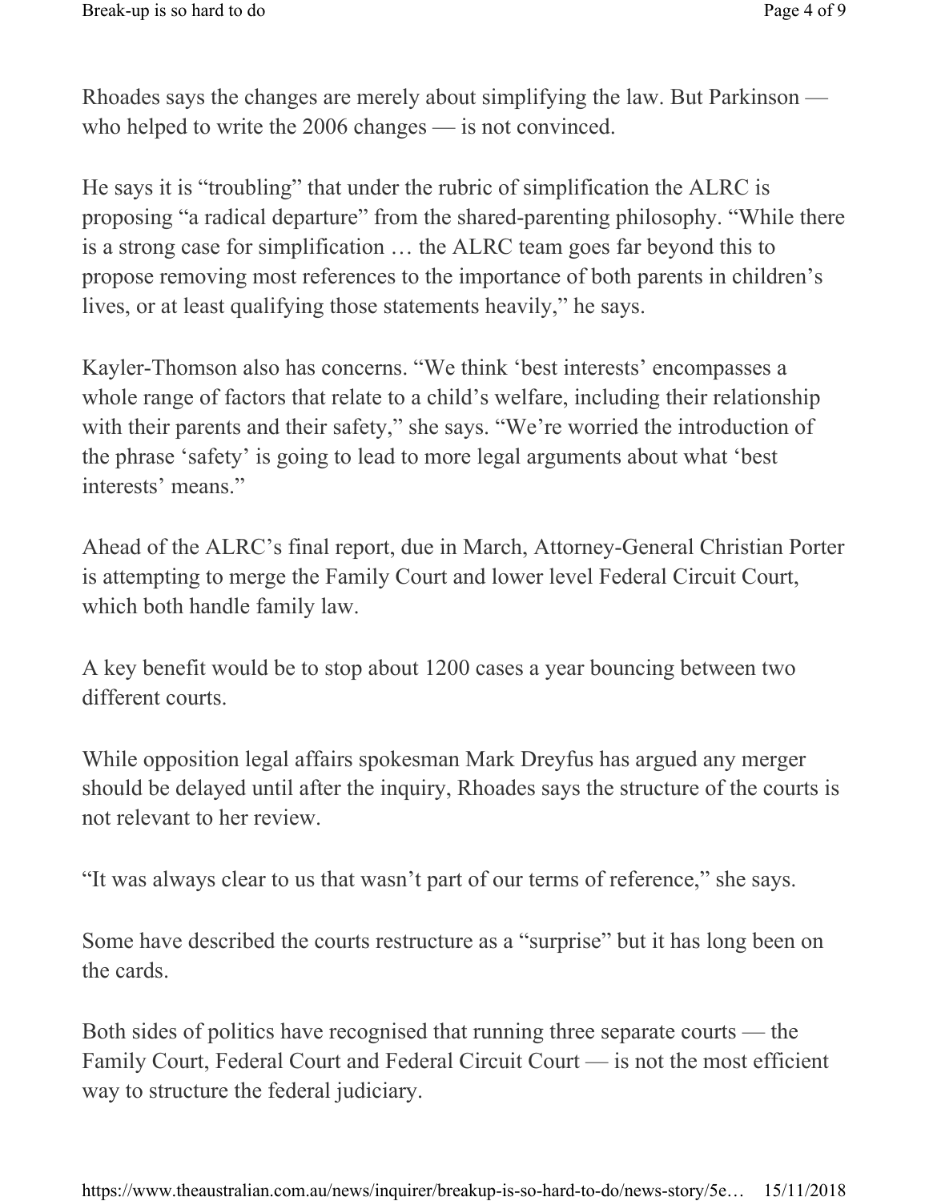Rhoades says the changes are merely about simplifying the law. But Parkinson — who helped to write the 2006 changes — is not convinced.

He says it is "troubling" that under the rubric of simplification the ALRC is proposing "a radical departure" from the shared-parenting philosophy. "While there is a strong case for simplification … the ALRC team goes far beyond this to propose removing most references to the importance of both parents in children's lives, or at least qualifying those statements heavily," he says.

Kayler-Thomson also has concerns. "We think 'best interests' encompasses a whole range of factors that relate to a child's welfare, including their relationship with their parents and their safety," she says. "We're worried the introduction of the phrase 'safety' is going to lead to more legal arguments about what 'best interests' means."

Ahead of the ALRC's final report, due in March, Attorney-General Christian Porter is attempting to merge the Family Court and lower level Federal Circuit Court, which both handle family law.

A key benefit would be to stop about 1200 cases a year bouncing between two different courts.

While opposition legal affairs spokesman Mark Dreyfus has argued any merger should be delayed until after the inquiry, Rhoades says the structure of the courts is not relevant to her review.

"It was always clear to us that wasn't part of our terms of reference," she says.

Some have described the courts restructure as a "surprise" but it has long been on the cards.

Both sides of politics have recognised that running three separate courts — the Family Court, Federal Court and Federal Circuit Court — is not the most efficient way to structure the federal judiciary.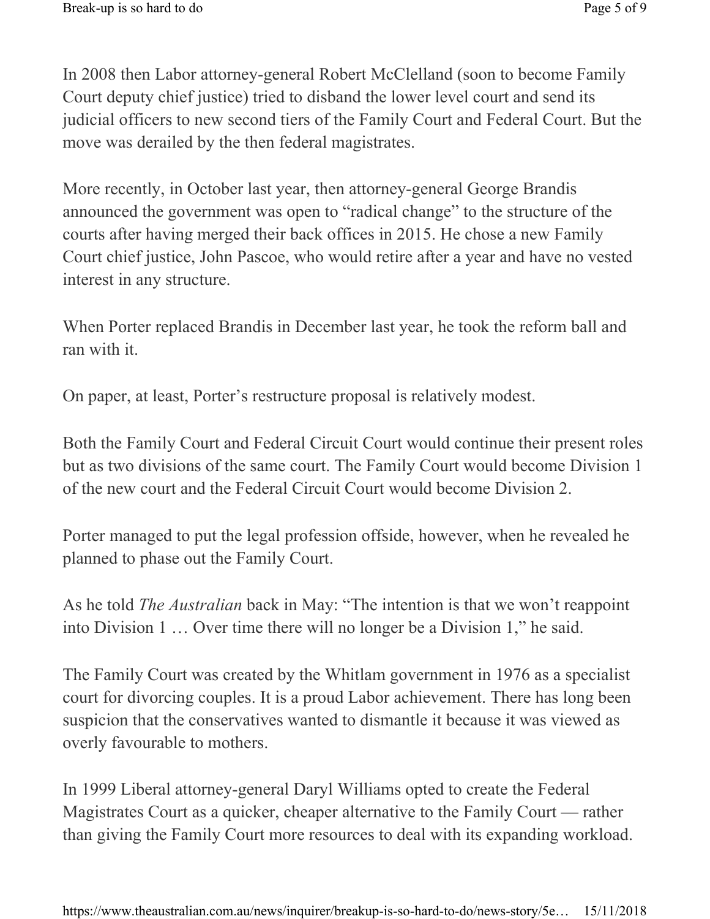In 2008 then Labor attorney-general Robert McClelland (soon to become Family Court deputy chief justice) tried to disband the lower level court and send its judicial officers to new second tiers of the Family Court and Federal Court. But the move was derailed by the then federal magistrates.

More recently, in October last year, then attorney-general George Brandis announced the government was open to "radical change" to the structure of the courts after having merged their back offices in 2015. He chose a new Family Court chief justice, John Pascoe, who would retire after a year and have no vested interest in any structure.

When Porter replaced Brandis in December last year, he took the reform ball and ran with it.

On paper, at least, Porter's restructure proposal is relatively modest.

Both the Family Court and Federal Circuit Court would continue their present roles but as two divisions of the same court. The Family Court would become Division 1 of the new court and the Federal Circuit Court would become Division 2.

Porter managed to put the legal profession offside, however, when he revealed he planned to phase out the Family Court.

As he told *The Australian* back in May: "The intention is that we won't reappoint into Division 1 … Over time there will no longer be a Division 1," he said.

The Family Court was created by the Whitlam government in 1976 as a specialist court for divorcing couples. It is a proud Labor achievement. There has long been suspicion that the conservatives wanted to dismantle it because it was viewed as overly favourable to mothers.

In 1999 Liberal attorney-general Daryl Williams opted to create the Federal Magistrates Court as a quicker, cheaper alternative to the Family Court — rather than giving the Family Court more resources to deal with its expanding workload.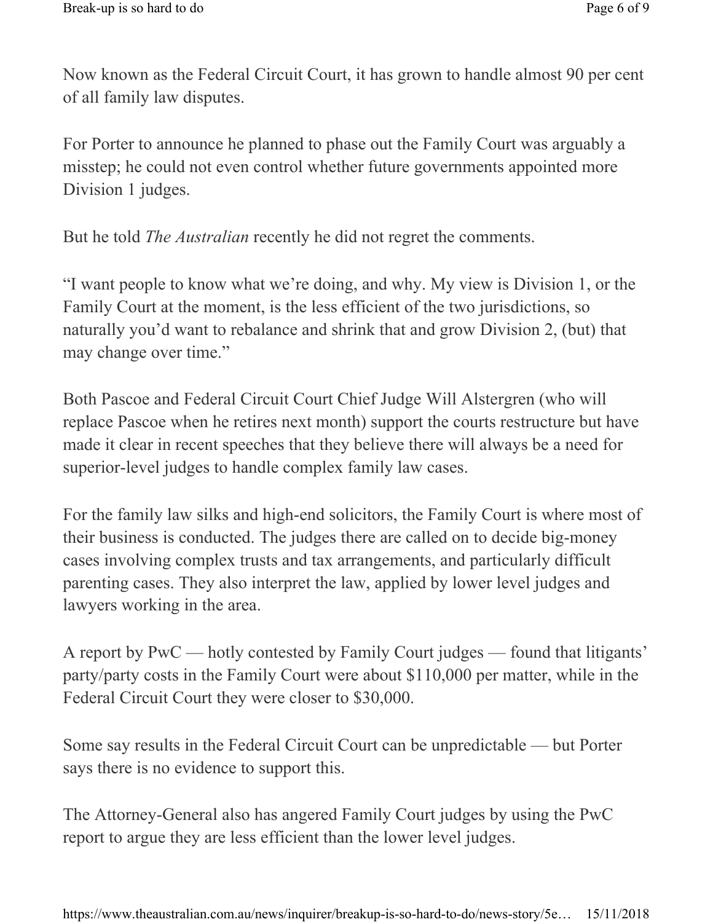Now known as the Federal Circuit Court, it has grown to handle almost 90 per cent of all family law disputes.

For Porter to announce he planned to phase out the Family Court was arguably a misstep; he could not even control whether future governments appointed more Division 1 judges.

But he told *The Australian* recently he did not regret the comments.

"I want people to know what we're doing, and why. My view is Division 1, or the Family Court at the moment, is the less efficient of the two jurisdictions, so naturally you'd want to rebalance and shrink that and grow Division 2, (but) that may change over time."

Both Pascoe and Federal Circuit Court Chief Judge Will Alstergren (who will replace Pascoe when he retires next month) support the courts restructure but have made it clear in recent speeches that they believe there will always be a need for superior-level judges to handle complex family law cases.

For the family law silks and high-end solicitors, the Family Court is where most of their business is conducted. The judges there are called on to decide big-money cases involving complex trusts and tax arrangements, and particularly difficult parenting cases. They also interpret the law, applied by lower level judges and lawyers working in the area.

A report by PwC — hotly contested by Family Court judges — found that litigants' party/party costs in the Family Court were about $110,000 per matter, while in the Federal Circuit Court they were closer to $30,000.

Some say results in the Federal Circuit Court can be unpredictable — but Porter says there is no evidence to support this.

The Attorney-General also has angered Family Court judges by using the PwC report to argue they are less efficient than the lower level judges.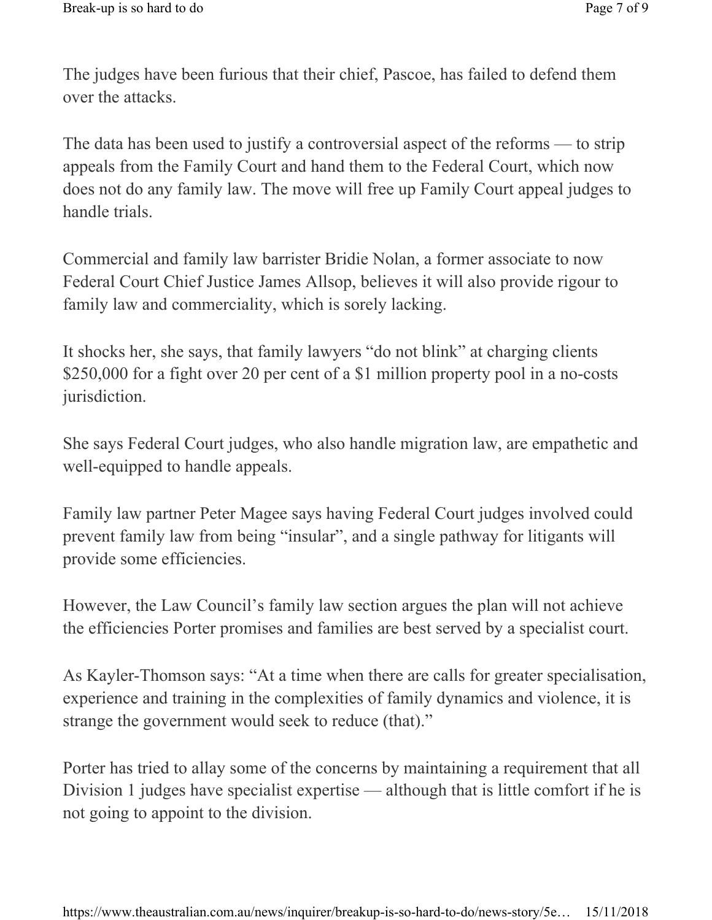The judges have been furious that their chief, Pascoe, has failed to defend them over the attacks.

The data has been used to justify a controversial aspect of the reforms — to strip appeals from the Family Court and hand them to the Federal Court, which now does not do any family law. The move will free up Family Court appeal judges to handle trials.

Commercial and family law barrister Bridie Nolan, a former associate to now Federal Court Chief Justice James Allsop, believes it will also provide rigour to family law and commerciality, which is sorely lacking.

It shocks her, she says, that family lawyers "do not blink" at charging clients $250,000 for a fight over 20 per cent of a $1 million property pool in a no-costs jurisdiction.

She says Federal Court judges, who also handle migration law, are empathetic and well-equipped to handle appeals.

Family law partner Peter Magee says having Federal Court judges involved could prevent family law from being "insular", and a single pathway for litigants will provide some efficiencies.

However, the Law Council's family law section argues the plan will not achieve the efficiencies Porter promises and families are best served by a specialist court.

As Kayler-Thomson says: "At a time when there are calls for greater specialisation, experience and training in the complexities of family dynamics and violence, it is strange the government would seek to reduce (that)."

Porter has tried to allay some of the concerns by maintaining a requirement that all Division 1 judges have specialist expertise — although that is little comfort if he is not going to appoint to the division.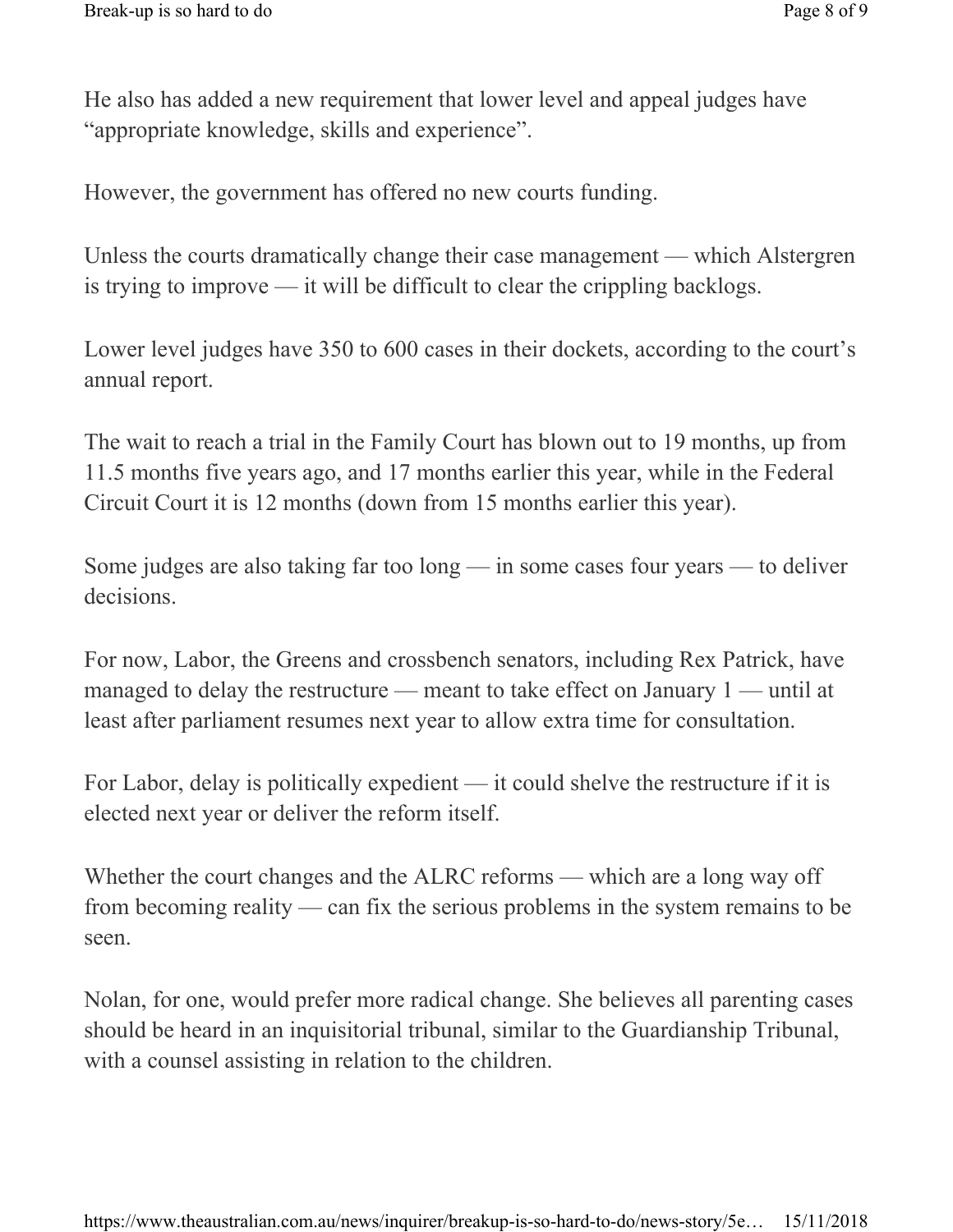He also has added a new requirement that lower level and appeal judges have "appropriate knowledge, skills and experience".

However, the government has offered no new courts funding.

Unless the courts dramatically change their case management — which Alstergren is trying to improve — it will be difficult to clear the crippling backlogs.

Lower level judges have 350 to 600 cases in their dockets, according to the court's annual report.

The wait to reach a trial in the Family Court has blown out to 19 months, up from 11.5 months five years ago, and 17 months earlier this year, while in the Federal Circuit Court it is 12 months (down from 15 months earlier this year).

Some judges are also taking far too long — in some cases four years — to deliver decisions.

For now, Labor, the Greens and crossbench senators, including Rex Patrick, have managed to delay the restructure — meant to take effect on January 1 — until at least after parliament resumes next year to allow extra time for consultation.

For Labor, delay is politically expedient — it could shelve the restructure if it is elected next year or deliver the reform itself.

Whether the court changes and the ALRC reforms — which are a long way off from becoming reality — can fix the serious problems in the system remains to be seen.

Nolan, for one, would prefer more radical change. She believes all parenting cases should be heard in an inquisitorial tribunal, similar to the Guardianship Tribunal, with a counsel assisting in relation to the children.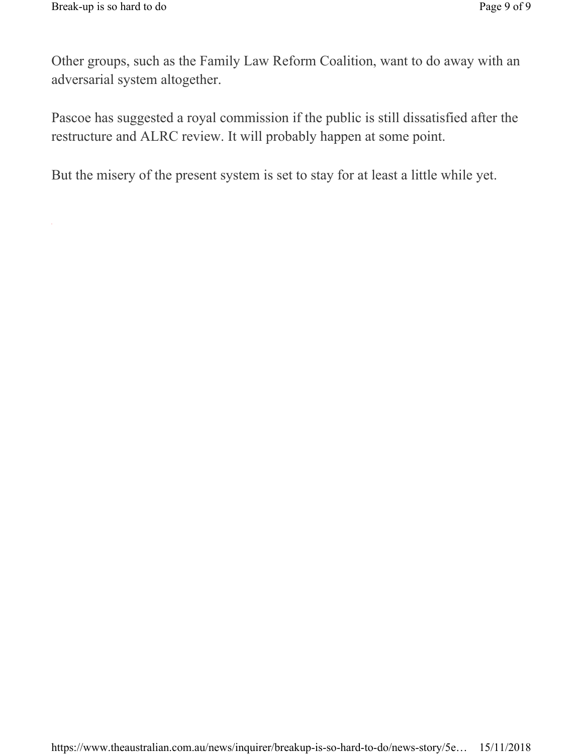Other groups, such as the Family Law Reform Coalition, want to do away with an adversarial system altogether.

Pascoe has suggested a royal commission if the public is still dissatisfied after the restructure and ALRC review. It will probably happen at some point.

But the misery of the present system is set to stay for at least a little while yet.